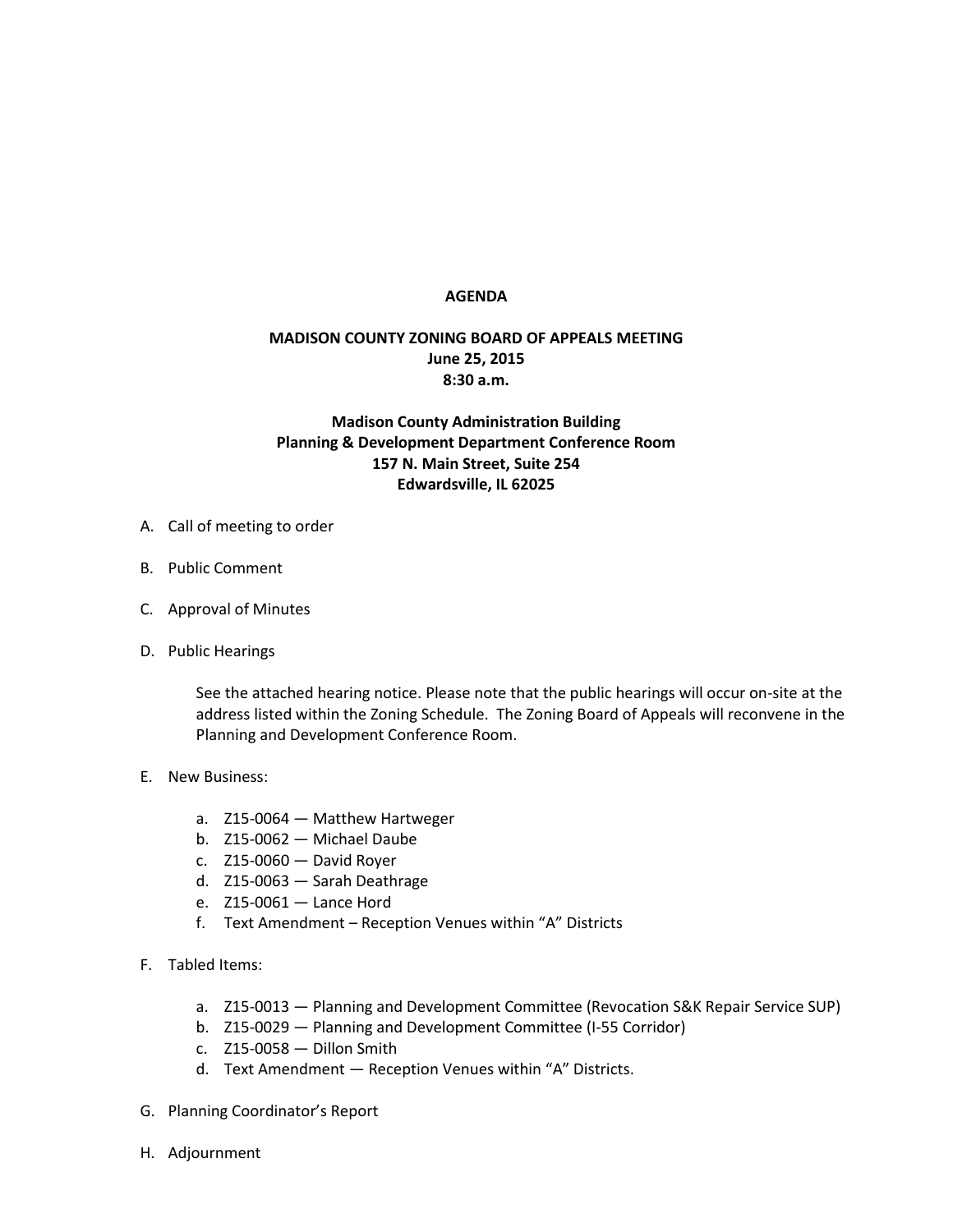# AGENDA

## MADISON COUNTY ZONING BOARD OF APPEALS MEETING
**June 25, 2015**
**8:30 a.m.**

**Madison County Administration Building**
**Planning & Development Department Conference Room**
**157 N. Main Street, Suite 254**
**Edwardsville, IL 62025**

A. Call of meeting to order

B. Public Comment

C. Approval of Minutes

D. Public Hearings

   See the attached hearing notice. Please note that the public hearings will occur on-site at the address listed within the Zoning Schedule. The Zoning Board of Appeals will reconvene in the Planning and Development Conference Room.

E. New Business:

   a. Z15-0064 — Matthew Hartweger
   b. Z15-0062 — Michael Daube
   c. Z15-0060 — David Royer
   d. Z15-0063 — Sarah Deathrage
   e. Z15-0061 — Lance Hord
   f. Text Amendment – Reception Venues within "A" Districts

F. Tabled Items:

   a. Z15-0013 — Planning and Development Committee (Revocation S&K Repair Service SUP)
   b. Z15-0029 — Planning and Development Committee (I-55 Corridor)
   c. Z15-0058 — Dillon Smith
   d. Text Amendment — Reception Venues within "A" Districts.

G. Planning Coordinator's Report

H. Adjournment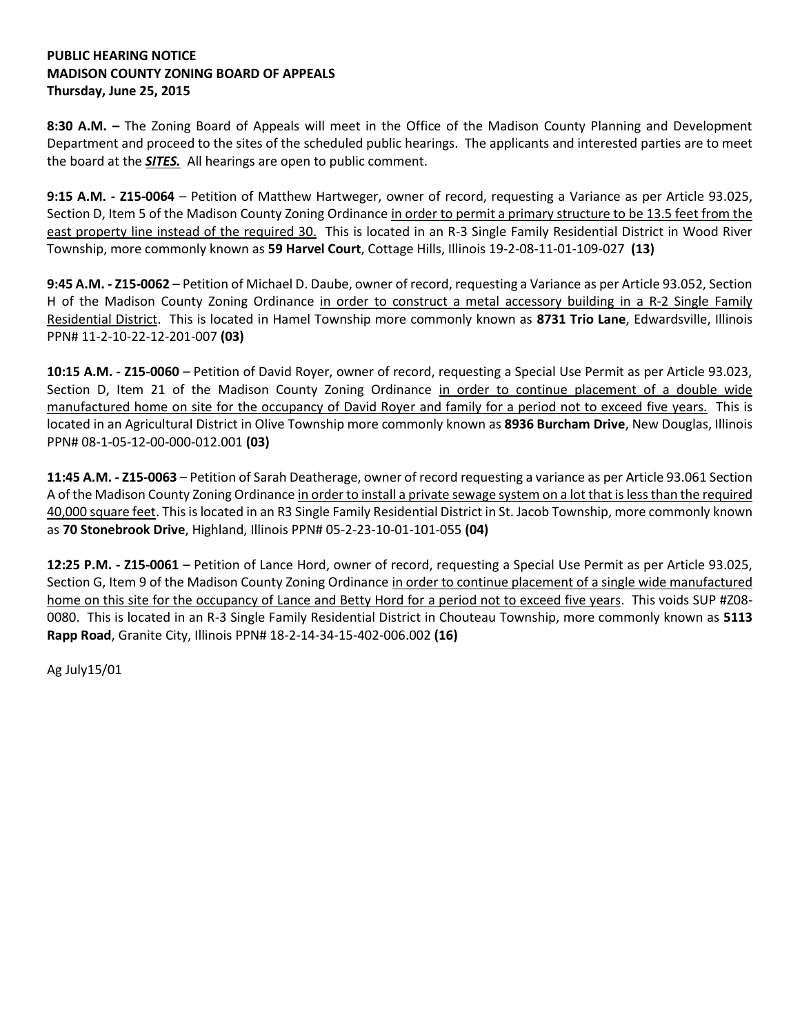**PUBLIC HEARING NOTICE**
**MADISON COUNTY ZONING BOARD OF APPEALS**
**Thursday, June 25, 2015**

**8:30 A.M. –** The Zoning Board of Appeals will meet in the Office of the Madison County Planning and Development Department and proceed to the sites of the scheduled public hearings. The applicants and interested parties are to meet the board at the ***SITES.*** All hearings are open to public comment.

**9:15 A.M. - Z15-0064** – Petition of Matthew Hartweger, owner of record, requesting a Variance as per Article 93.025, Section D, Item 5 of the Madison County Zoning Ordinance in order to permit a primary structure to be 13.5 feet from the east property line instead of the required 30. This is located in an R-3 Single Family Residential District in Wood River Township, more commonly known as **59 Harvel Court**, Cottage Hills, Illinois 19-2-08-11-01-109-027 **(13)**

**9:45 A.M. - Z15-0062** – Petition of Michael D. Daube, owner of record, requesting a Variance as per Article 93.052, Section H of the Madison County Zoning Ordinance in order to construct a metal accessory building in a R-2 Single Family Residential District. This is located in Hamel Township more commonly known as **8731 Trio Lane**, Edwardsville, Illinois PPN# 11-2-10-22-12-201-007 **(03)**

**10:15 A.M. - Z15-0060** – Petition of David Royer, owner of record, requesting a Special Use Permit as per Article 93.023, Section D, Item 21 of the Madison County Zoning Ordinance in order to continue placement of a double wide manufactured home on site for the occupancy of David Royer and family for a period not to exceed five years. This is located in an Agricultural District in Olive Township more commonly known as **8936 Burcham Drive**, New Douglas, Illinois PPN# 08-1-05-12-00-000-012.001 **(03)**

**11:45 A.M. - Z15-0063** – Petition of Sarah Deatherage, owner of record requesting a variance as per Article 93.061 Section A of the Madison County Zoning Ordinance in order to install a private sewage system on a lot that is less than the required 40,000 square feet. This is located in an R3 Single Family Residential District in St. Jacob Township, more commonly known as **70 Stonebrook Drive**, Highland, Illinois PPN# 05-2-23-10-01-101-055 **(04)**

**12:25 P.M. - Z15-0061** – Petition of Lance Hord, owner of record, requesting a Special Use Permit as per Article 93.025, Section G, Item 9 of the Madison County Zoning Ordinance in order to continue placement of a single wide manufactured home on this site for the occupancy of Lance and Betty Hord for a period not to exceed five years. This voids SUP #Z08-0080. This is located in an R-3 Single Family Residential District in Chouteau Township, more commonly known as **5113 Rapp Road**, Granite City, Illinois PPN# 18-2-14-34-15-402-006.002 **(16)**

Ag July15/01